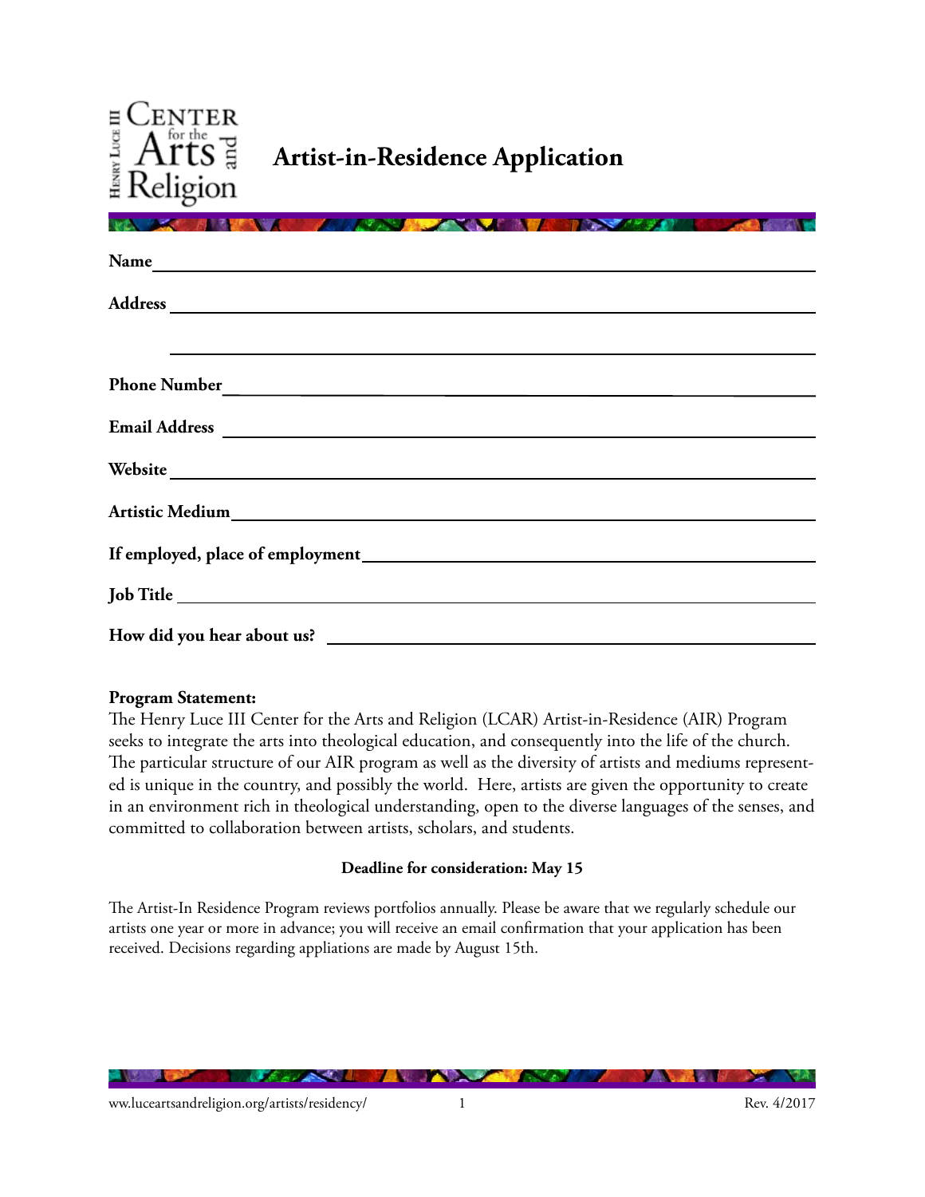# Artist-in-Residence Application

**Name** \_\_\_\_\_\_\_\_\_\_\_\_\_\_\_\_\_\_\_\_\_\_\_\_\_\_\_\_\_\_\_\_\_\_\_\_\_\_\_\_

**Address** \_\_\_\_\_\_\_\_\_\_\_\_\_\_\_\_\_\_\_\_\_\_\_\_\_\_\_\_\_\_\_\_\_\_\_\_\_\_\_\_

\_\_\_\_\_\_\_\_\_\_\_\_\_\_\_\_\_\_\_\_\_\_\_\_\_\_\_\_\_\_\_\_\_\_\_\_\_\_\_\_

**Phone Number** \_\_\_\_\_\_\_\_\_\_\_\_\_\_\_\_\_\_\_\_\_\_\_\_\_\_\_\_\_\_\_\_\_\_\_\_\_\_\_\_

**Email Address** \_\_\_\_\_\_\_\_\_\_\_\_\_\_\_\_\_\_\_\_\_\_\_\_\_\_\_\_\_\_\_\_\_\_\_\_\_\_\_\_

**Website** \_\_\_\_\_\_\_\_\_\_\_\_\_\_\_\_\_\_\_\_\_\_\_\_\_\_\_\_\_\_\_\_\_\_\_\_\_\_\_\_

**Artistic Medium** \_\_\_\_\_\_\_\_\_\_\_\_\_\_\_\_\_\_\_\_\_\_\_\_\_\_\_\_\_\_\_\_\_\_\_\_\_\_\_\_

**If employed, place of employment** \_\_\_\_\_\_\_\_\_\_\_\_\_\_\_\_\_\_\_\_\_\_\_\_\_\_\_\_\_\_\_\_\_\_\_\_\_\_\_\_

**Job Title** \_\_\_\_\_\_\_\_\_\_\_\_\_\_\_\_\_\_\_\_\_\_\_\_\_\_\_\_\_\_\_\_\_\_\_\_\_\_\_\_

**How did you hear about us?** \_\_\_\_\_\_\_\_\_\_\_\_\_\_\_\_\_\_\_\_\_\_\_\_\_\_\_\_\_\_\_\_\_\_\_\_\_\_\_\_

**Program Statement:**
The Henry Luce III Center for the Arts and Religion (LCAR) Artist-in-Residence (AIR) Program seeks to integrate the arts into theological education, and consequently into the life of the church. The particular structure of our AIR program as well as the diversity of artists and mediums represented is unique in the country, and possibly the world. Here, artists are given the opportunity to create in an environment rich in theological understanding, open to the diverse languages of the senses, and committed to collaboration between artists, scholars, and students.

**Deadline for consideration: May 15**

The Artist-In Residence Program reviews portfolios annually. Please be aware that we regularly schedule our artists one year or more in advance; you will receive an email confirmation that your application has been received. Decisions regarding appliations are made by August 15th.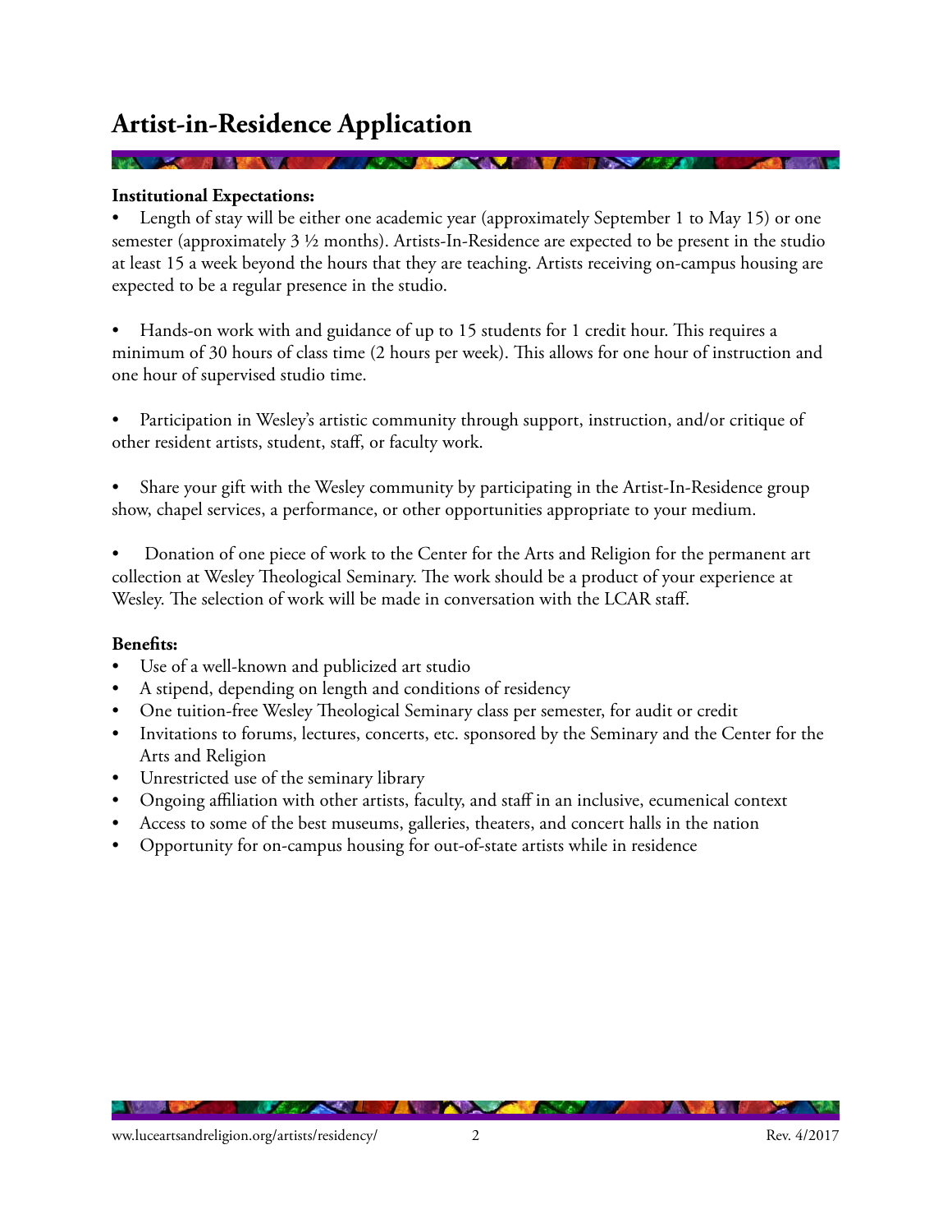# Artist-in-Residence Application

**Institutional Expectations:**

- Length of stay will be either one academic year (approximately September 1 to May 15) or one semester (approximately 3 ½ months). Artists-In-Residence are expected to be present in the studio at least 15 a week beyond the hours that they are teaching. Artists receiving on-campus housing are expected to be a regular presence in the studio.

- Hands-on work with and guidance of up to 15 students for 1 credit hour. This requires a minimum of 30 hours of class time (2 hours per week). This allows for one hour of instruction and one hour of supervised studio time.

- Participation in Wesley's artistic community through support, instruction, and/or critique of other resident artists, student, staff, or faculty work.

- Share your gift with the Wesley community by participating in the Artist-In-Residence group show, chapel services, a performance, or other opportunities appropriate to your medium.

- Donation of one piece of work to the Center for the Arts and Religion for the permanent art collection at Wesley Theological Seminary. The work should be a product of your experience at Wesley. The selection of work will be made in conversation with the LCAR staff.

**Benefits:**

- Use of a well-known and publicized art studio
- A stipend, depending on length and conditions of residency
- One tuition-free Wesley Theological Seminary class per semester, for audit or credit
- Invitations to forums, lectures, concerts, etc. sponsored by the Seminary and the Center for the Arts and Religion
- Unrestricted use of the seminary library
- Ongoing affiliation with other artists, faculty, and staff in an inclusive, ecumenical context
- Access to some of the best museums, galleries, theaters, and concert halls in the nation
- Opportunity for on-campus housing for out-of-state artists while in residence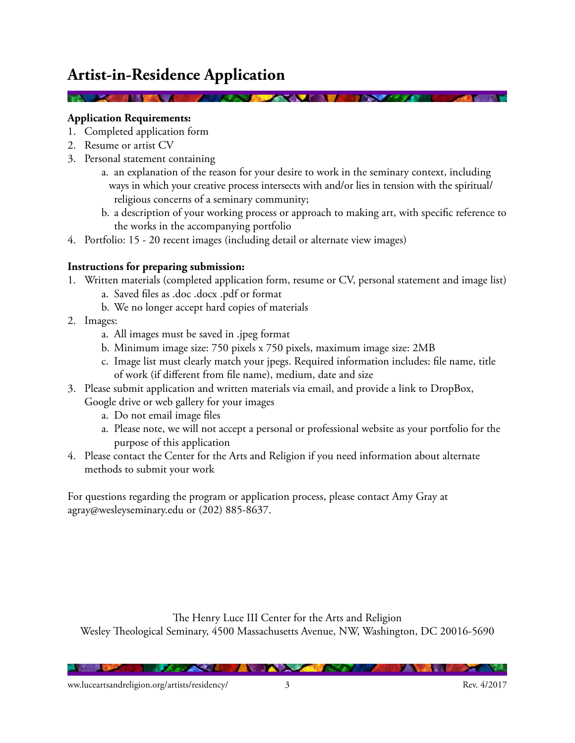## Artist-in-Residence Application

**Application Requirements:**

1. Completed application form
2. Resume or artist CV
3. Personal statement containing
   a. an explanation of the reason for your desire to work in the seminary context, including ways in which your creative process intersects with and/or lies in tension with the spiritual/religious concerns of a seminary community;
   b. a description of your working process or approach to making art, with specific reference to the works in the accompanying portfolio
4. Portfolio: 15 - 20 recent images (including detail or alternate view images)

**Instructions for preparing submission:**

1. Written materials (completed application form, resume or CV, personal statement and image list)
   a. Saved files as .doc .docx .pdf or format
   b. We no longer accept hard copies of materials
2. Images:
   a. All images must be saved in .jpeg format
   b. Minimum image size: 750 pixels x 750 pixels, maximum image size: 2MB
   c. Image list must clearly match your jpegs. Required information includes: file name, title of work (if different from file name), medium, date and size
3. Please submit application and written materials via email, and provide a link to DropBox, Google drive or web gallery for your images
   a. Do not email image files
   a. Please note, we will not accept a personal or professional website as your portfolio for the purpose of this application
4. Please contact the Center for the Arts and Religion if you need information about alternate methods to submit your work

For questions regarding the program or application process, please contact Amy Gray at agray@wesleyseminary.edu or (202) 885-8637.

The Henry Luce III Center for the Arts and Religion
Wesley Theological Seminary, 4500 Massachusetts Avenue, NW, Washington, DC 20016-5690

ww.luceartsandreligion.org/artists/residency/

Rev. 4/2017